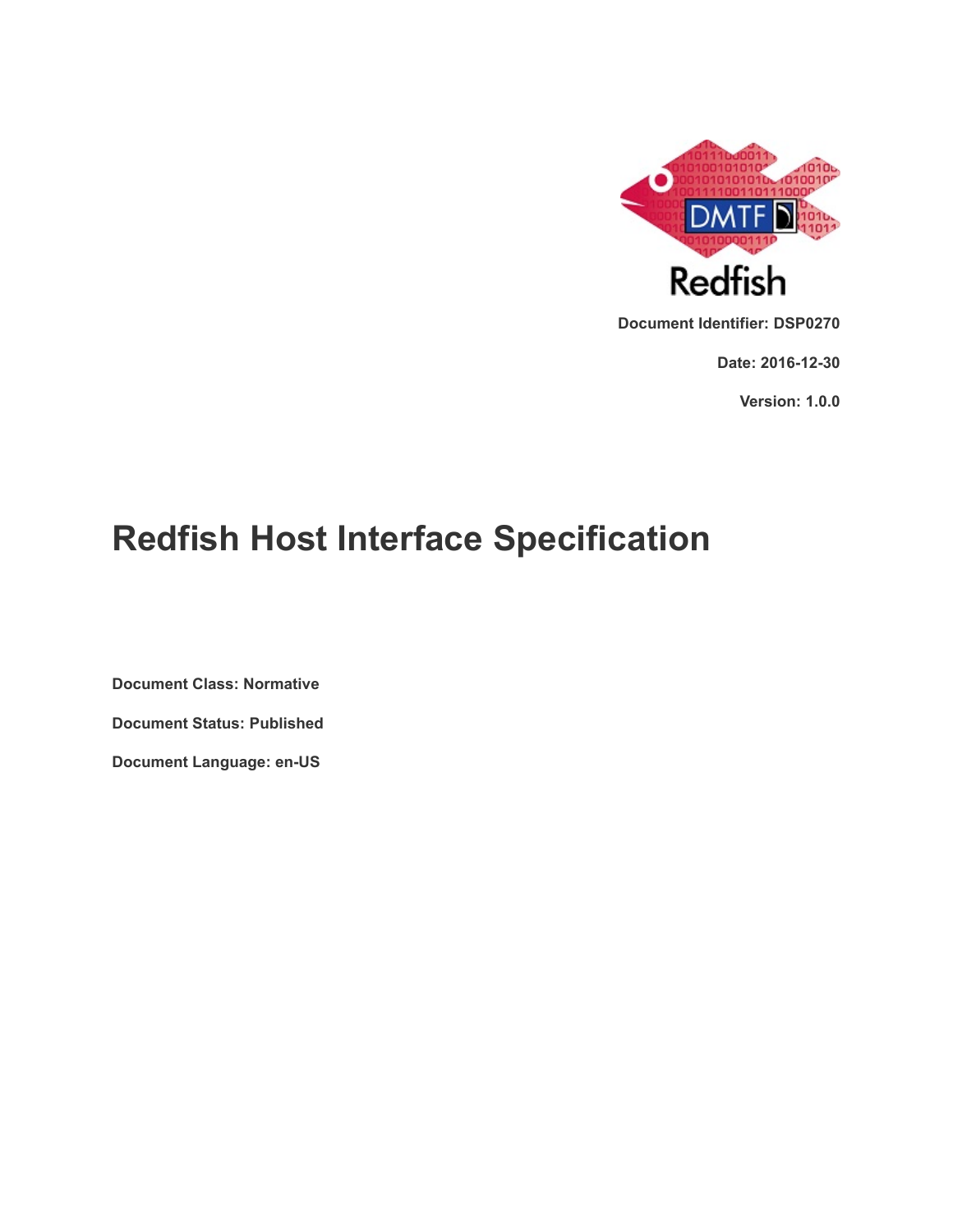Document Identifier: DSP0270

Date: 2016-12-30

Version: 1.0.0

# Redfish Host Interface Specification

Document Class: Normative

Document Status: Published

Document Language: en-US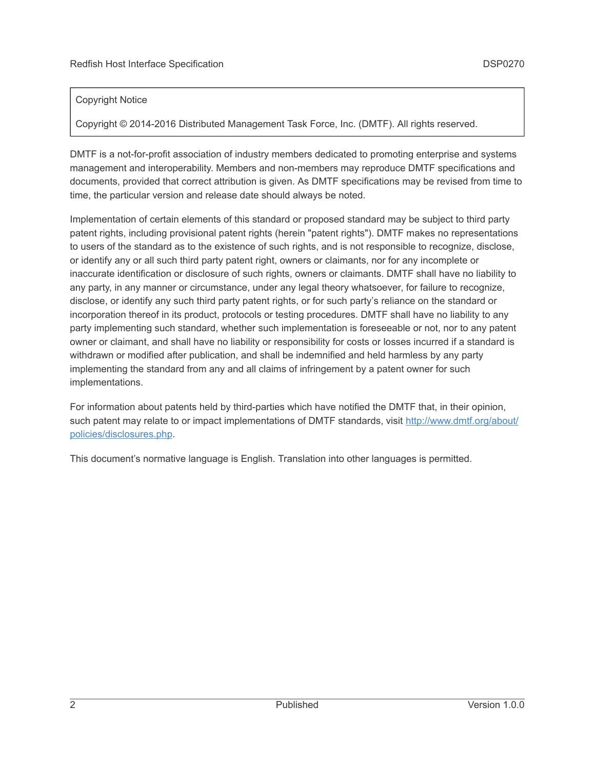Copyright Notice

Copyright © 2014-2016 Distributed Management Task Force, Inc. (DMTF). All rights reserved.

DMTF is a not-for-profit association of industry members dedicated to promoting enterprise and systems management and interoperability. Members and non-members may reproduce DMTF specifications and documents, provided that correct attribution is given. As DMTF specifications may be revised from time to time, the particular version and release date should always be noted.

Implementation of certain elements of this standard or proposed standard may be subject to third party patent rights, including provisional patent rights (herein "patent rights"). DMTF makes no representations to users of the standard as to the existence of such rights, and is not responsible to recognize, disclose, or identify any or all such third party patent right, owners or claimants, nor for any incomplete or inaccurate identification or disclosure of such rights, owners or claimants. DMTF shall have no liability to any party, in any manner or circumstance, under any legal theory whatsoever, for failure to recognize, disclose, or identify any such third party patent rights, or for such party's reliance on the standard or incorporation thereof in its product, protocols or testing procedures. DMTF shall have no liability to any party implementing such standard, whether such implementation is foreseeable or not, nor to any patent owner or claimant, and shall have no liability or responsibility for costs or losses incurred if a standard is withdrawn or modified after publication, and shall be indemnified and held harmless by any party implementing the standard from any and all claims of infringement by a patent owner for such implementations.

For information about patents held by third-parties which have notified the DMTF that, in their opinion, such patent may relate to or impact implementations of DMTF standards, visit [http://www.dmtf.org/about/policies/disclosures.php](http://www.dmtf.org/about/policies/disclosures.php).

This document's normative language is English. Translation into other languages is permitted.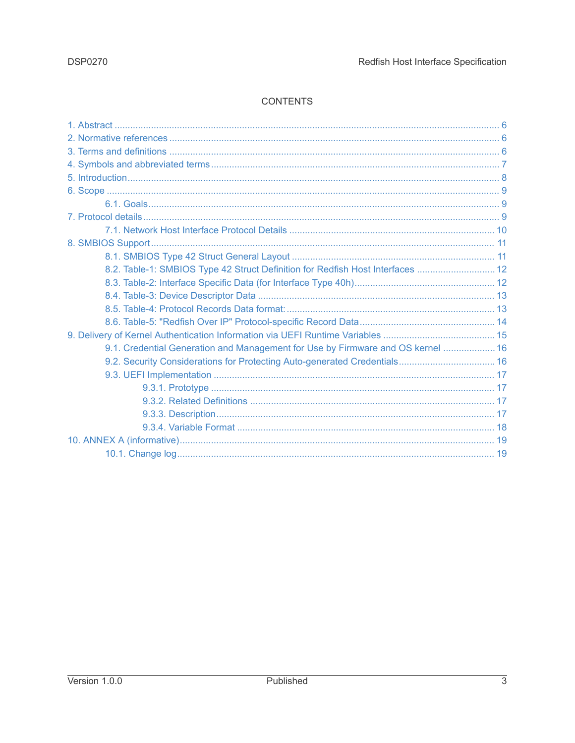CONTENTS

- 1. Abstract ... 6
- 2. Normative references ... 6
- 3. Terms and definitions ... 6
- 4. Symbols and abbreviated terms ... 7
- 5. Introduction ... 8
- 6. Scope ... 9
  - 6.1. Goals ... 9
- 7. Protocol details ... 9
  - 7.1. Network Host Interface Protocol Details ... 10
- 8. SMBIOS Support ... 11
  - 8.1. SMBIOS Type 42 Struct General Layout ... 11
  - 8.2. Table-1: SMBIOS Type 42 Struct Definition for Redfish Host Interfaces ... 12
  - 8.3. Table-2: Interface Specific Data (for Interface Type 40h) ... 12
  - 8.4. Table-3: Device Descriptor Data ... 13
  - 8.5. Table-4: Protocol Records Data format: ... 13
  - 8.6. Table-5: "Redfish Over IP" Protocol-specific Record Data ... 14
- 9. Delivery of Kernel Authentication Information via UEFI Runtime Variables ... 15
  - 9.1. Credential Generation and Management for Use by Firmware and OS kernel ... 16
  - 9.2. Security Considerations for Protecting Auto-generated Credentials ... 16
  - 9.3. UEFI Implementation ... 17
    - 9.3.1. Prototype ... 17
    - 9.3.2. Related Definitions ... 17
    - 9.3.3. Description ... 17
    - 9.3.4. Variable Format ... 18
- 10. ANNEX A (informative) ... 19
  - 10.1. Change log ... 19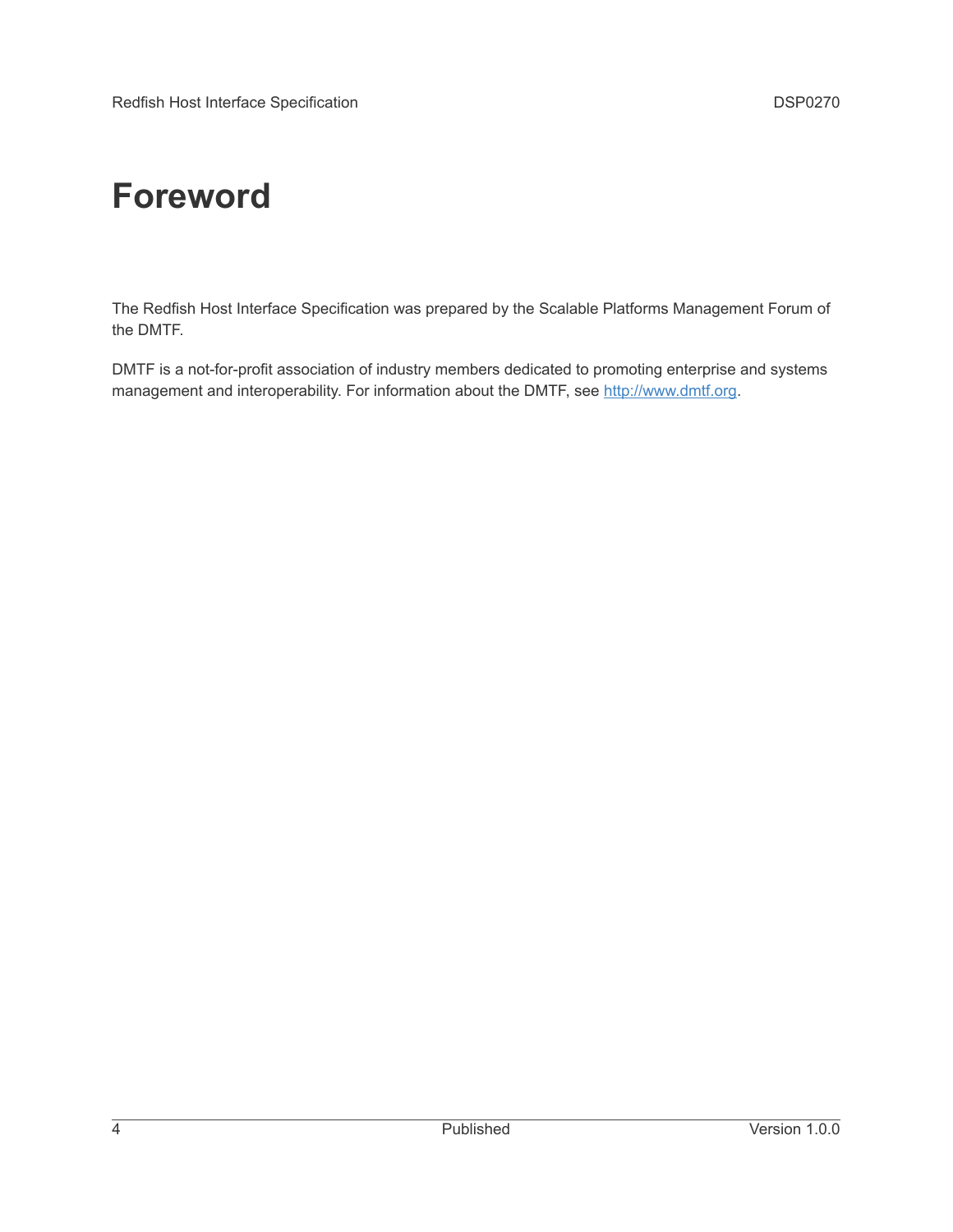# Foreword

The Redfish Host Interface Specification was prepared by the Scalable Platforms Management Forum of the DMTF.

DMTF is a not-for-profit association of industry members dedicated to promoting enterprise and systems management and interoperability. For information about the DMTF, see [http://www.dmtf.org](http://www.dmtf.org).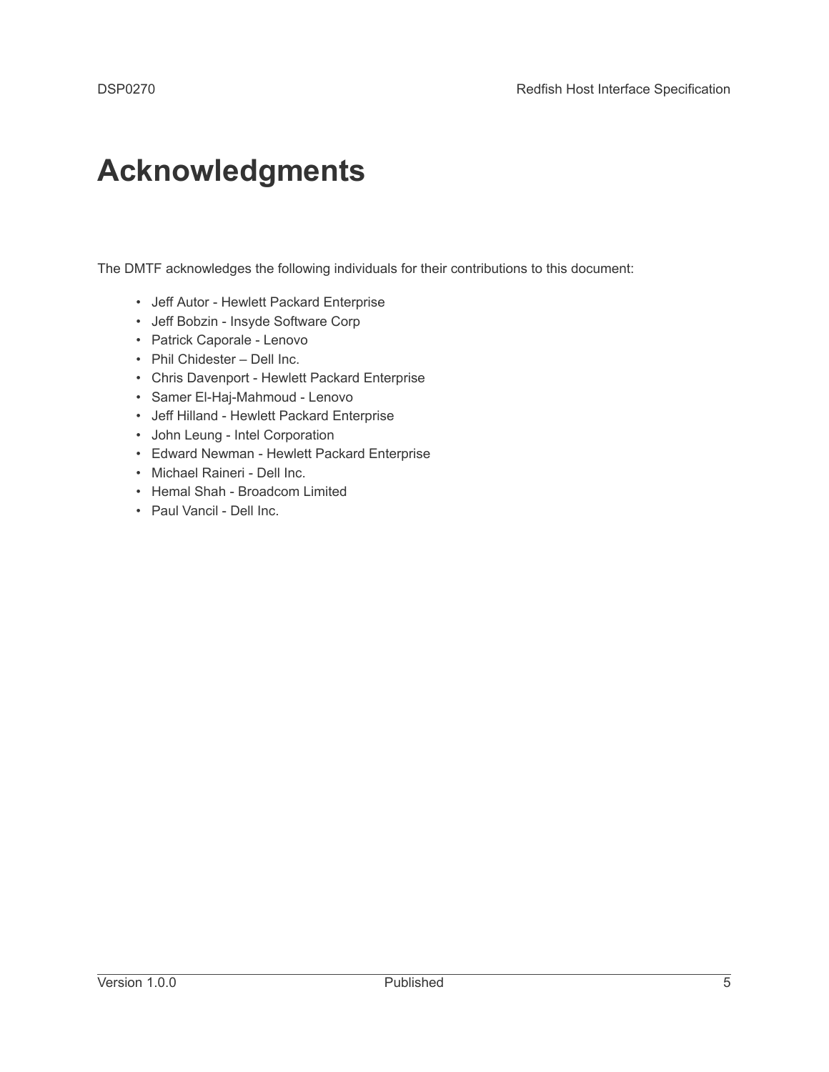# Acknowledgments

The DMTF acknowledges the following individuals for their contributions to this document:

- Jeff Autor - Hewlett Packard Enterprise
- Jeff Bobzin - Insyde Software Corp
- Patrick Caporale - Lenovo
- Phil Chidester – Dell Inc.
- Chris Davenport - Hewlett Packard Enterprise
- Samer El-Haj-Mahmoud - Lenovo
- Jeff Hilland - Hewlett Packard Enterprise
- John Leung - Intel Corporation
- Edward Newman - Hewlett Packard Enterprise
- Michael Raineri - Dell Inc.
- Hemal Shah - Broadcom Limited
- Paul Vancil - Dell Inc.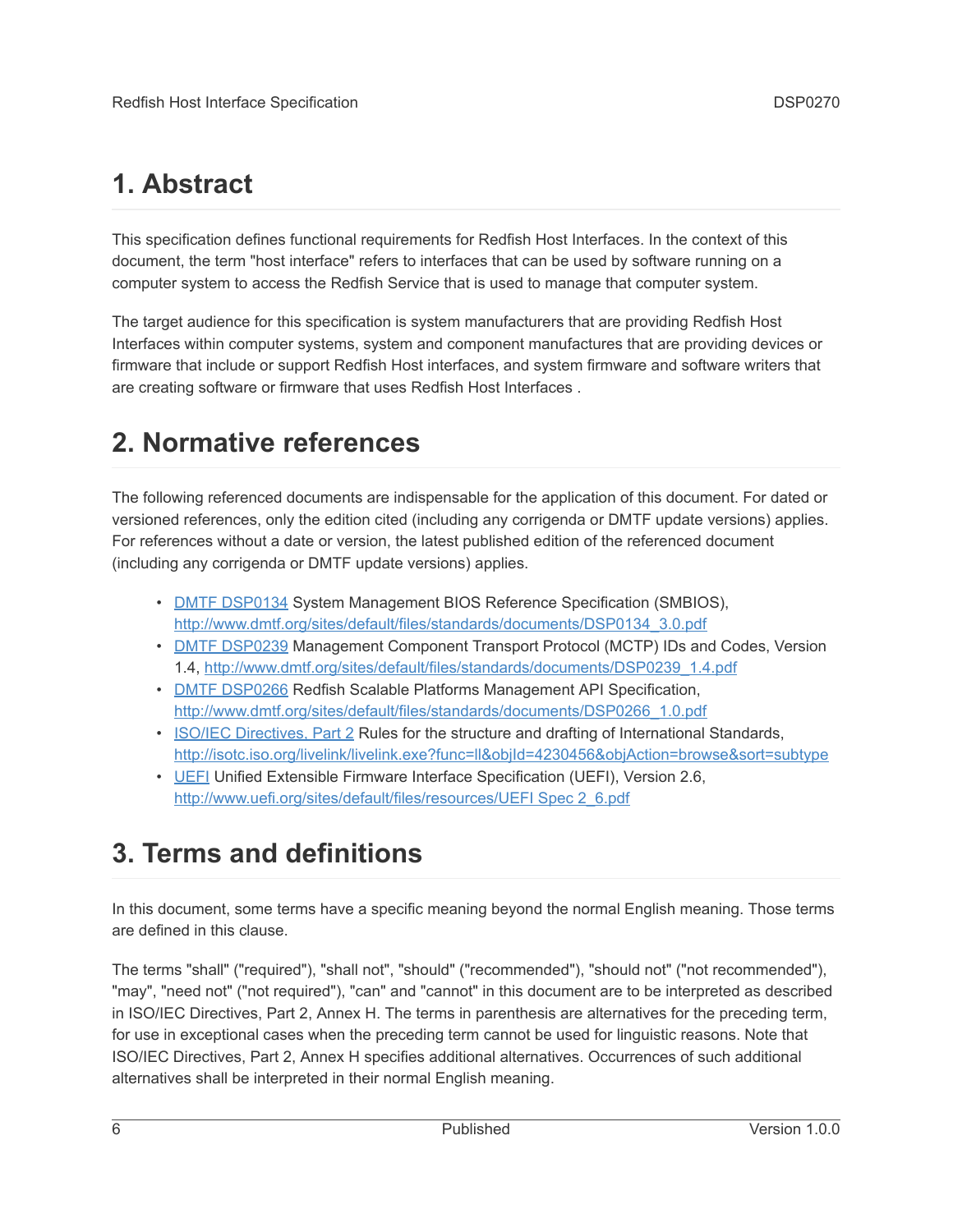# 1. Abstract

This specification defines functional requirements for Redfish Host Interfaces. In the context of this document, the term "host interface" refers to interfaces that can be used by software running on a computer system to access the Redfish Service that is used to manage that computer system.

The target audience for this specification is system manufacturers that are providing Redfish Host Interfaces within computer systems, system and component manufactures that are providing devices or firmware that include or support Redfish Host interfaces, and system firmware and software writers that are creating software or firmware that uses Redfish Host Interfaces .

# 2. Normative references

The following referenced documents are indispensable for the application of this document. For dated or versioned references, only the edition cited (including any corrigenda or DMTF update versions) applies. For references without a date or version, the latest published edition of the referenced document (including any corrigenda or DMTF update versions) applies.

- DMTF DSP0134 System Management BIOS Reference Specification (SMBIOS), http://www.dmtf.org/sites/default/files/standards/documents/DSP0134_3.0.pdf
- DMTF DSP0239 Management Component Transport Protocol (MCTP) IDs and Codes, Version 1.4, http://www.dmtf.org/sites/default/files/standards/documents/DSP0239_1.4.pdf
- DMTF DSP0266 Redfish Scalable Platforms Management API Specification, http://www.dmtf.org/sites/default/files/standards/documents/DSP0266_1.0.pdf
- ISO/IEC Directives, Part 2 Rules for the structure and drafting of International Standards, http://isotc.iso.org/livelink/livelink.exe?func=ll&objId=4230456&objAction=browse&sort=subtype
- UEFI Unified Extensible Firmware Interface Specification (UEFI), Version 2.6, http://www.uefi.org/sites/default/files/resources/UEFI Spec 2_6.pdf

# 3. Terms and definitions

In this document, some terms have a specific meaning beyond the normal English meaning. Those terms are defined in this clause.

The terms "shall" ("required"), "shall not", "should" ("recommended"), "should not" ("not recommended"), "may", "need not" ("not required"), "can" and "cannot" in this document are to be interpreted as described in ISO/IEC Directives, Part 2, Annex H. The terms in parenthesis are alternatives for the preceding term, for use in exceptional cases when the preceding term cannot be used for linguistic reasons. Note that ISO/IEC Directives, Part 2, Annex H specifies additional alternatives. Occurrences of such additional alternatives shall be interpreted in their normal English meaning.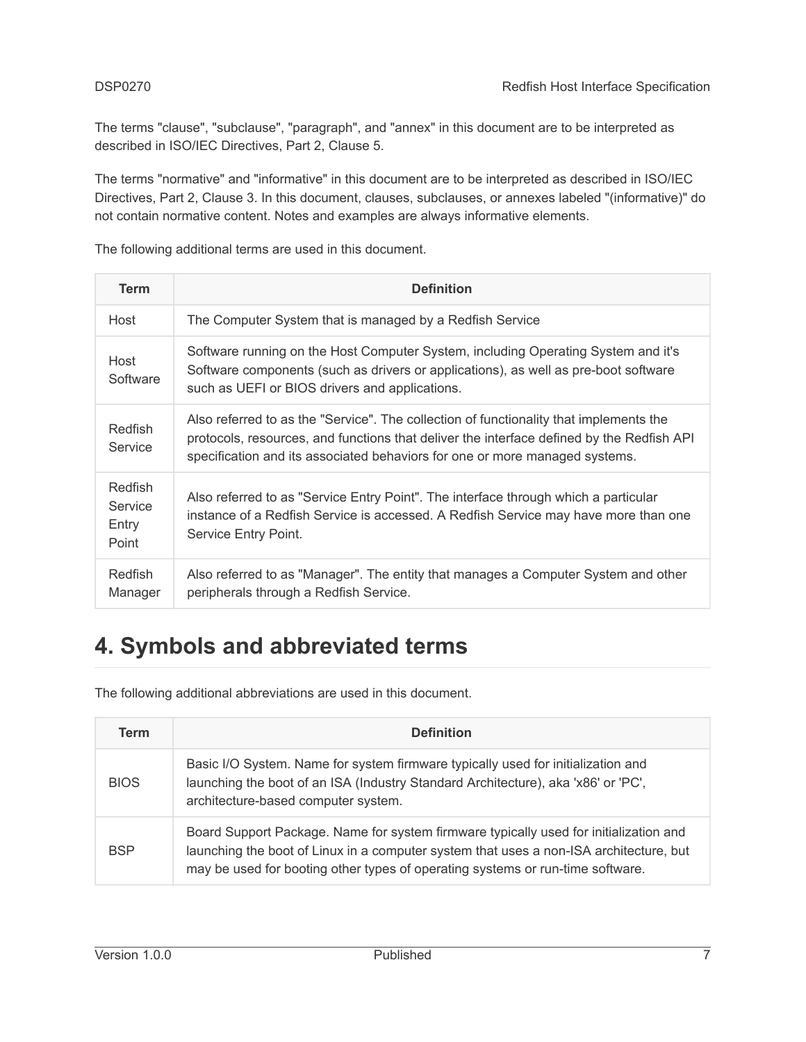The terms "clause", "subclause", "paragraph", and "annex" in this document are to be interpreted as described in ISO/IEC Directives, Part 2, Clause 5.

The terms "normative" and "informative" in this document are to be interpreted as described in ISO/IEC Directives, Part 2, Clause 3. In this document, clauses, subclauses, or annexes labeled "(informative)" do not contain normative content. Notes and examples are always informative elements.

The following additional terms are used in this document.

| Term | Definition |
| --- | --- |
| Host | The Computer System that is managed by a Redfish Service |
| Host Software | Software running on the Host Computer System, including Operating System and it's Software components (such as drivers or applications), as well as pre-boot software such as UEFI or BIOS drivers and applications. |
| Redfish Service | Also referred to as the "Service". The collection of functionality that implements the protocols, resources, and functions that deliver the interface defined by the Redfish API specification and its associated behaviors for one or more managed systems. |
| Redfish Service Entry Point | Also referred to as "Service Entry Point". The interface through which a particular instance of a Redfish Service is accessed. A Redfish Service may have more than one Service Entry Point. |
| Redfish Manager | Also referred to as "Manager". The entity that manages a Computer System and other peripherals through a Redfish Service. |

# 4. Symbols and abbreviated terms

The following additional abbreviations are used in this document.

| Term | Definition |
| --- | --- |
| BIOS | Basic I/O System. Name for system firmware typically used for initialization and launching the boot of an ISA (Industry Standard Architecture), aka 'x86' or 'PC', architecture-based computer system. |
| BSP | Board Support Package. Name for system firmware typically used for initialization and launching the boot of Linux in a computer system that uses a non-ISA architecture, but may be used for booting other types of operating systems or run-time software. |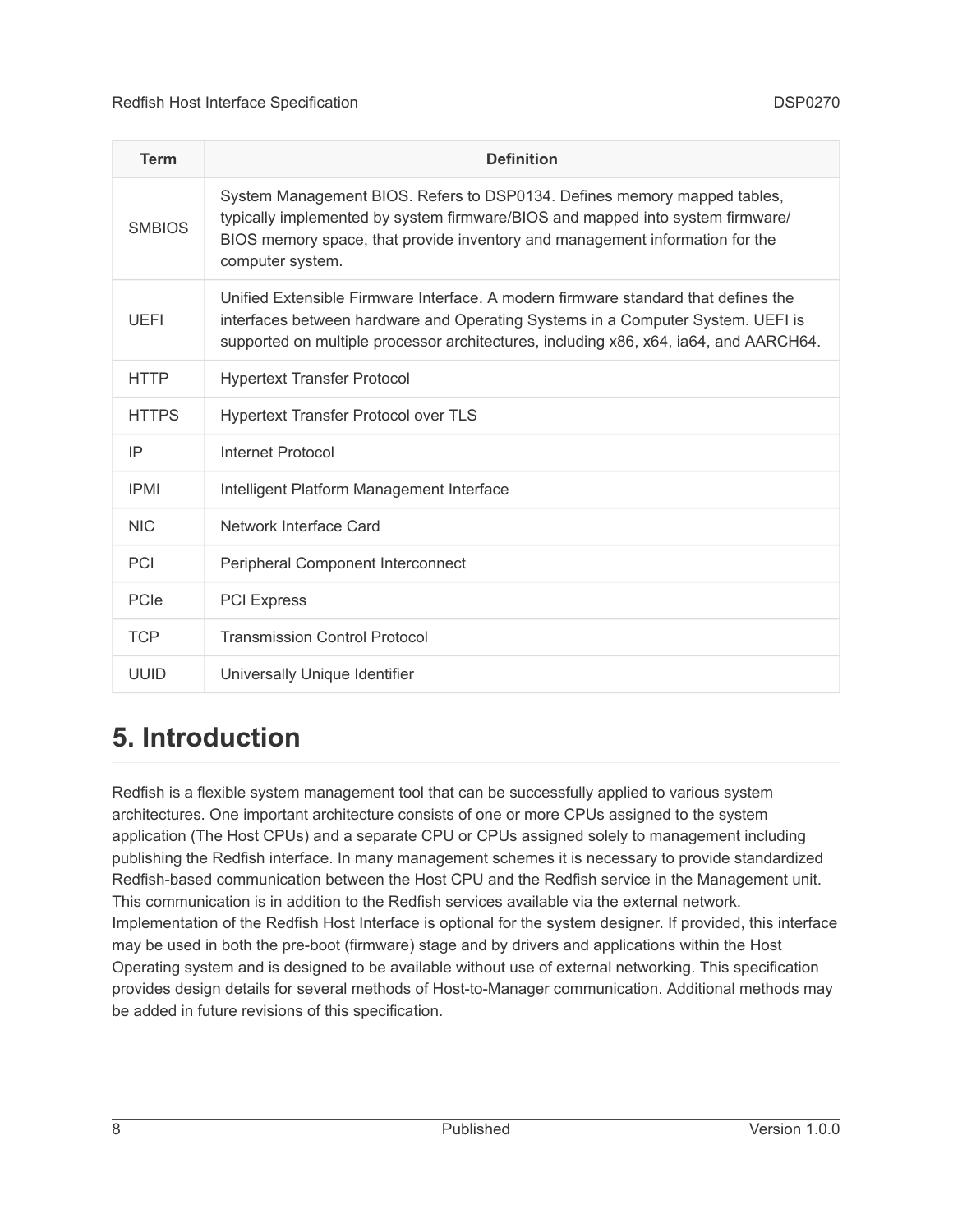| Term | Definition |
| --- | --- |
| SMBIOS | System Management BIOS. Refers to DSP0134. Defines memory mapped tables, typically implemented by system firmware/BIOS and mapped into system firmware/BIOS memory space, that provide inventory and management information for the computer system. |
| UEFI | Unified Extensible Firmware Interface. A modern firmware standard that defines the interfaces between hardware and Operating Systems in a Computer System. UEFI is supported on multiple processor architectures, including x86, x64, ia64, and AARCH64. |
| HTTP | Hypertext Transfer Protocol |
| HTTPS | Hypertext Transfer Protocol over TLS |
| IP | Internet Protocol |
| IPMI | Intelligent Platform Management Interface |
| NIC | Network Interface Card |
| PCI | Peripheral Component Interconnect |
| PCIe | PCI Express |
| TCP | Transmission Control Protocol |
| UUID | Universally Unique Identifier |

# 5. Introduction

Redfish is a flexible system management tool that can be successfully applied to various system architectures. One important architecture consists of one or more CPUs assigned to the system application (The Host CPUs) and a separate CPU or CPUs assigned solely to management including publishing the Redfish interface. In many management schemes it is necessary to provide standardized Redfish-based communication between the Host CPU and the Redfish service in the Management unit. This communication is in addition to the Redfish services available via the external network. Implementation of the Redfish Host Interface is optional for the system designer. If provided, this interface may be used in both the pre-boot (firmware) stage and by drivers and applications within the Host Operating system and is designed to be available without use of external networking. This specification provides design details for several methods of Host-to-Manager communication. Additional methods may be added in future revisions of this specification.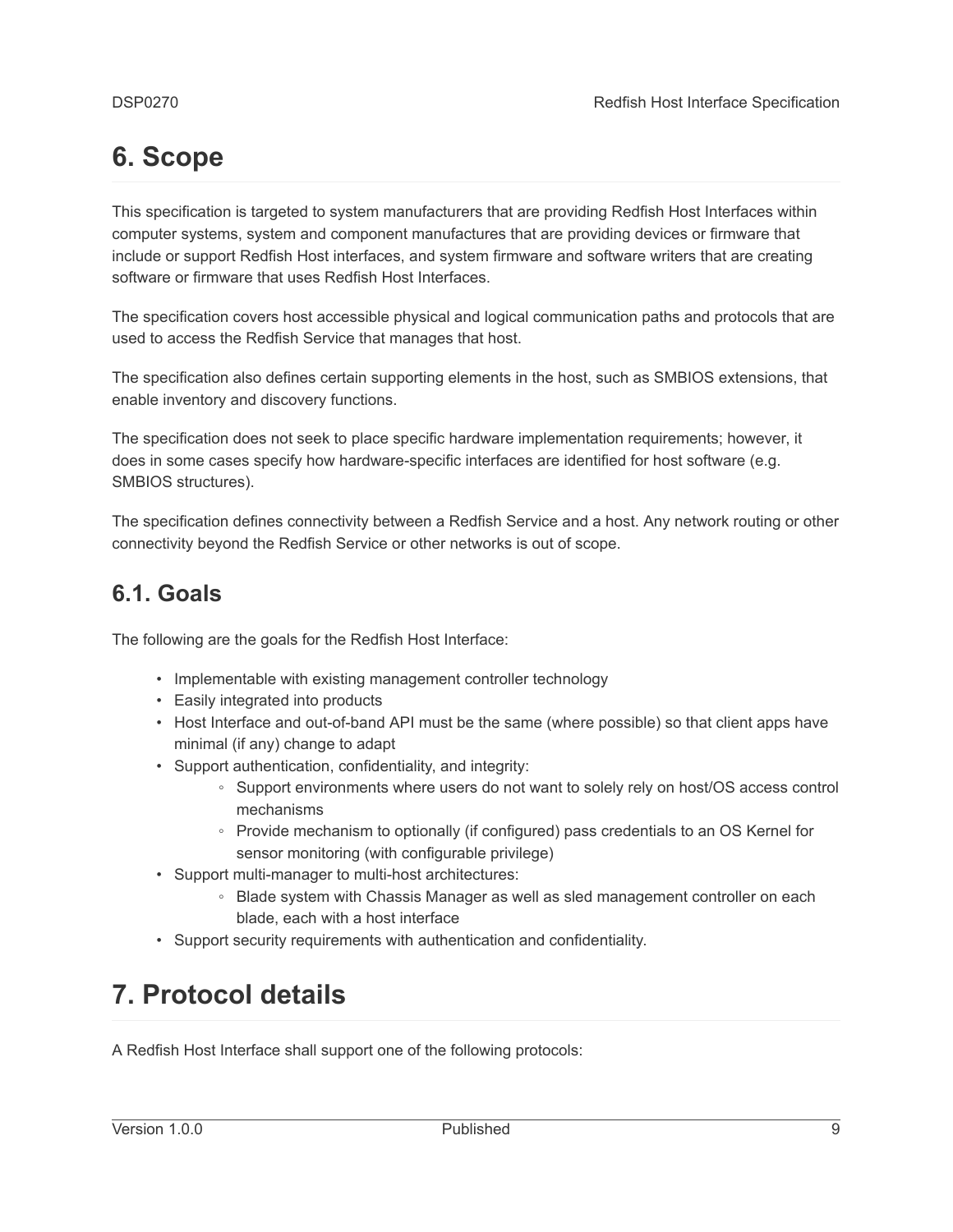# 6. Scope

This specification is targeted to system manufacturers that are providing Redfish Host Interfaces within computer systems, system and component manufactures that are providing devices or firmware that include or support Redfish Host interfaces, and system firmware and software writers that are creating software or firmware that uses Redfish Host Interfaces.

The specification covers host accessible physical and logical communication paths and protocols that are used to access the Redfish Service that manages that host.

The specification also defines certain supporting elements in the host, such as SMBIOS extensions, that enable inventory and discovery functions.

The specification does not seek to place specific hardware implementation requirements; however, it does in some cases specify how hardware-specific interfaces are identified for host software (e.g. SMBIOS structures).

The specification defines connectivity between a Redfish Service and a host. Any network routing or other connectivity beyond the Redfish Service or other networks is out of scope.

## 6.1. Goals

The following are the goals for the Redfish Host Interface:

- Implementable with existing management controller technology
- Easily integrated into products
- Host Interface and out-of-band API must be the same (where possible) so that client apps have minimal (if any) change to adapt
- Support authentication, confidentiality, and integrity:
  - Support environments where users do not want to solely rely on host/OS access control mechanisms
  - Provide mechanism to optionally (if configured) pass credentials to an OS Kernel for sensor monitoring (with configurable privilege)
- Support multi-manager to multi-host architectures:
  - Blade system with Chassis Manager as well as sled management controller on each blade, each with a host interface
- Support security requirements with authentication and confidentiality.

# 7. Protocol details

A Redfish Host Interface shall support one of the following protocols: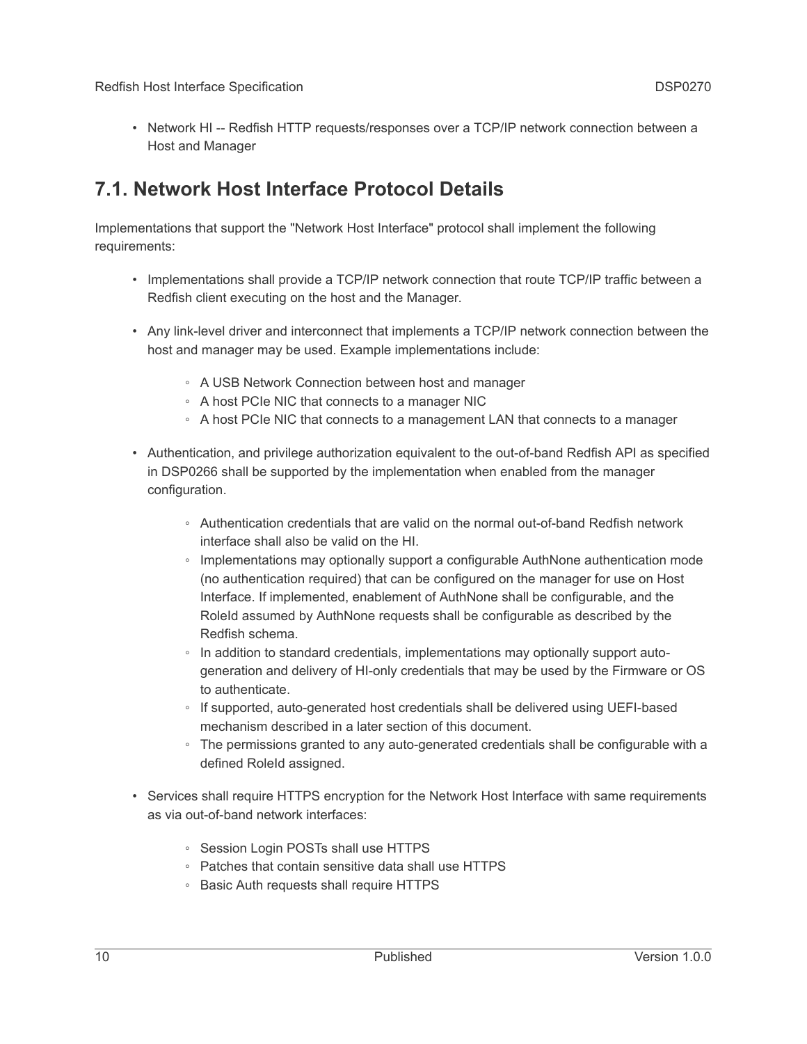- Network HI -- Redfish HTTP requests/responses over a TCP/IP network connection between a Host and Manager

## 7.1. Network Host Interface Protocol Details

Implementations that support the "Network Host Interface" protocol shall implement the following requirements:

- Implementations shall provide a TCP/IP network connection that route TCP/IP traffic between a Redfish client executing on the host and the Manager.
- Any link-level driver and interconnect that implements a TCP/IP network connection between the host and manager may be used. Example implementations include:
  - A USB Network Connection between host and manager
  - A host PCIe NIC that connects to a manager NIC
  - A host PCIe NIC that connects to a management LAN that connects to a manager
- Authentication, and privilege authorization equivalent to the out-of-band Redfish API as specified in DSP0266 shall be supported by the implementation when enabled from the manager configuration.
  - Authentication credentials that are valid on the normal out-of-band Redfish network interface shall also be valid on the HI.
  - Implementations may optionally support a configurable AuthNone authentication mode (no authentication required) that can be configured on the manager for use on Host Interface. If implemented, enablement of AuthNone shall be configurable, and the RoleId assumed by AuthNone requests shall be configurable as described by the Redfish schema.
  - In addition to standard credentials, implementations may optionally support auto-generation and delivery of HI-only credentials that may be used by the Firmware or OS to authenticate.
  - If supported, auto-generated host credentials shall be delivered using UEFI-based mechanism described in a later section of this document.
  - The permissions granted to any auto-generated credentials shall be configurable with a defined RoleId assigned.
- Services shall require HTTPS encryption for the Network Host Interface with same requirements as via out-of-band network interfaces:
  - Session Login POSTs shall use HTTPS
  - Patches that contain sensitive data shall use HTTPS
  - Basic Auth requests shall require HTTPS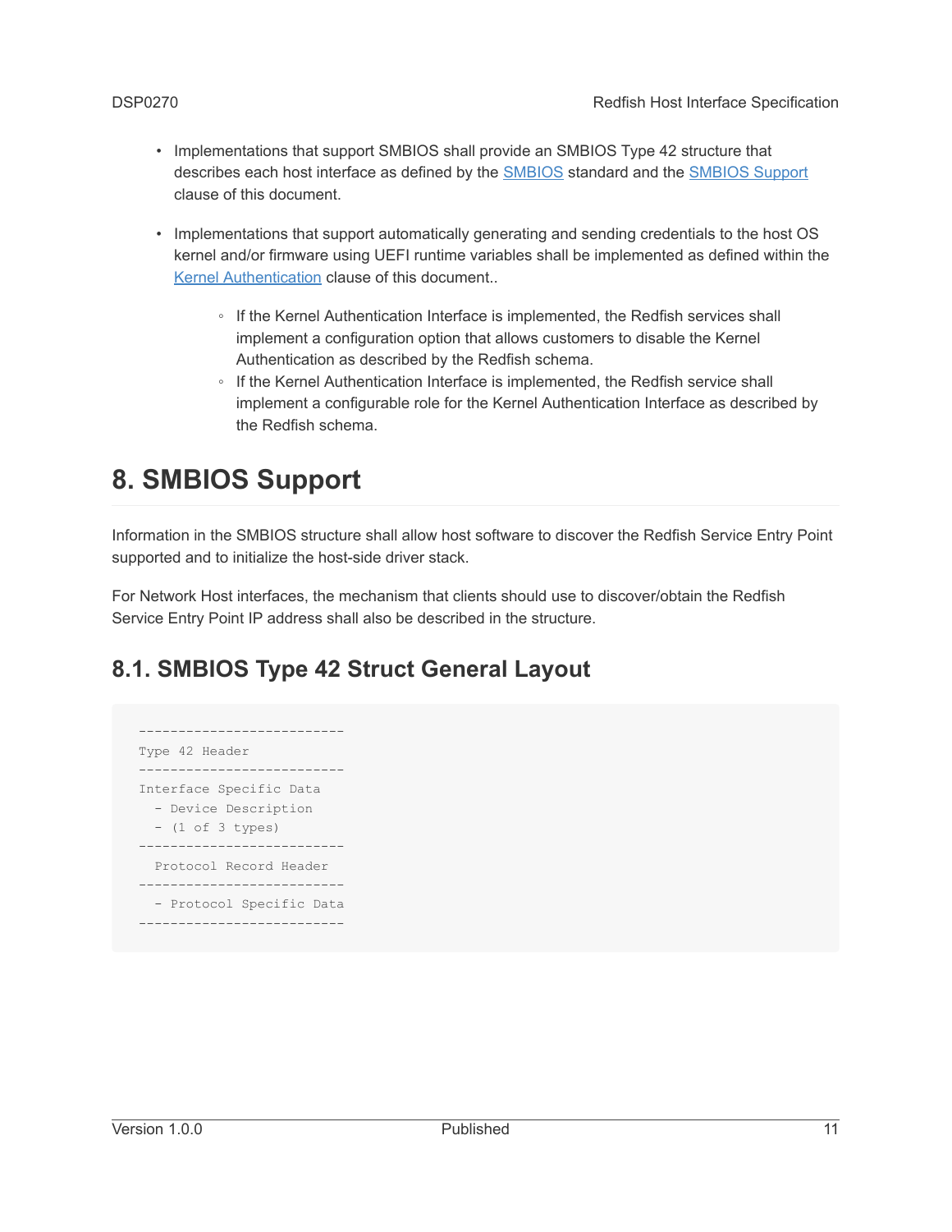- Implementations that support SMBIOS shall provide an SMBIOS Type 42 structure that describes each host interface as defined by the SMBIOS standard and the SMBIOS Support clause of this document.

- Implementations that support automatically generating and sending credentials to the host OS kernel and/or firmware using UEFI runtime variables shall be implemented as defined within the Kernel Authentication clause of this document..

  - If the Kernel Authentication Interface is implemented, the Redfish services shall implement a configuration option that allows customers to disable the Kernel Authentication as described by the Redfish schema.
  - If the Kernel Authentication Interface is implemented, the Redfish service shall implement a configurable role for the Kernel Authentication Interface as described by the Redfish schema.

# 8. SMBIOS Support

Information in the SMBIOS structure shall allow host software to discover the Redfish Service Entry Point supported and to initialize the host-side driver stack.

For Network Host interfaces, the mechanism that clients should use to discover/obtain the Redfish Service Entry Point IP address shall also be described in the structure.

## 8.1. SMBIOS Type 42 Struct General Layout

```
--------------------------
Type 42 Header
--------------------------
Interface Specific Data
  - Device Description
  - (1 of 3 types)
--------------------------
  Protocol Record Header
--------------------------
  - Protocol Specific Data
--------------------------
```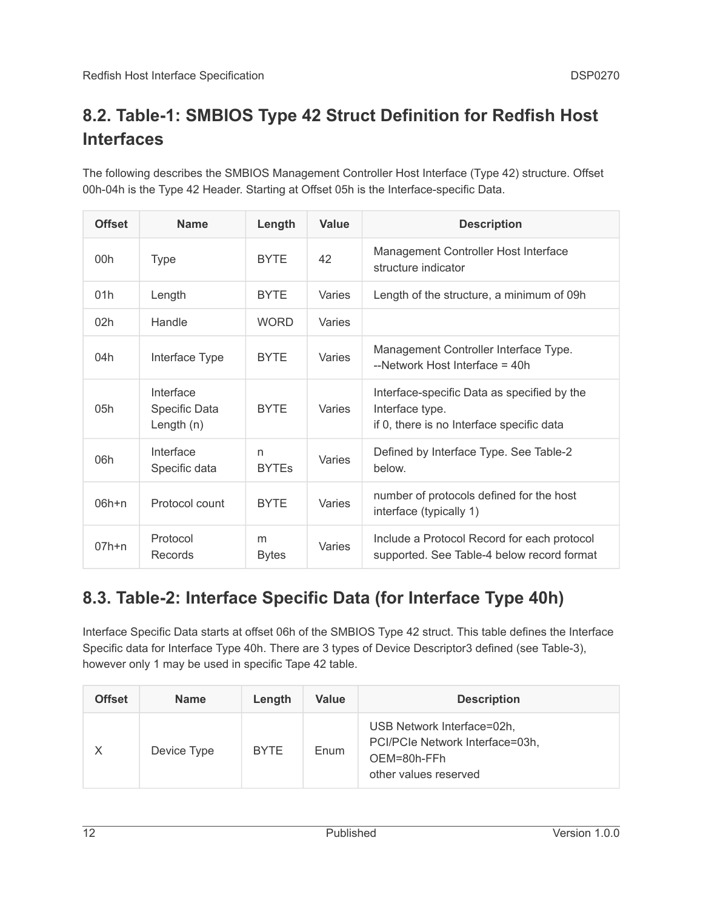## 8.2. Table-1: SMBIOS Type 42 Struct Definition for Redfish Host Interfaces

The following describes the SMBIOS Management Controller Host Interface (Type 42) structure. Offset 00h-04h is the Type 42 Header. Starting at Offset 05h is the Interface-specific Data.

| Offset | Name | Length | Value | Description |
|---|---|---|---|---|
| 00h | Type | BYTE | 42 | Management Controller Host Interface structure indicator |
| 01h | Length | BYTE | Varies | Length of the structure, a minimum of 09h |
| 02h | Handle | WORD | Varies | |
| 04h | Interface Type | BYTE | Varies | Management Controller Interface Type.<br>--Network Host Interface = 40h |
| 05h | Interface Specific Data Length (n) | BYTE | Varies | Interface-specific Data as specified by the Interface type.<br>if 0, there is no Interface specific data |
| 06h | Interface Specific data | n BYTEs | Varies | Defined by Interface Type. See Table-2 below. |
| 06h+n | Protocol count | BYTE | Varies | number of protocols defined for the host interface (typically 1) |
| 07h+n | Protocol Records | m Bytes | Varies | Include a Protocol Record for each protocol supported. See Table-4 below record format |

## 8.3. Table-2: Interface Specific Data (for Interface Type 40h)

Interface Specific Data starts at offset 06h of the SMBIOS Type 42 struct. This table defines the Interface Specific data for Interface Type 40h. There are 3 types of Device Descriptor3 defined (see Table-3), however only 1 may be used in specific Tape 42 table.

| Offset | Name | Length | Value | Description |
|---|---|---|---|---|
| X | Device Type | BYTE | Enum | USB Network Interface=02h,<br>PCI/PCIe Network Interface=03h,<br>OEM=80h-FFh<br>other values reserved |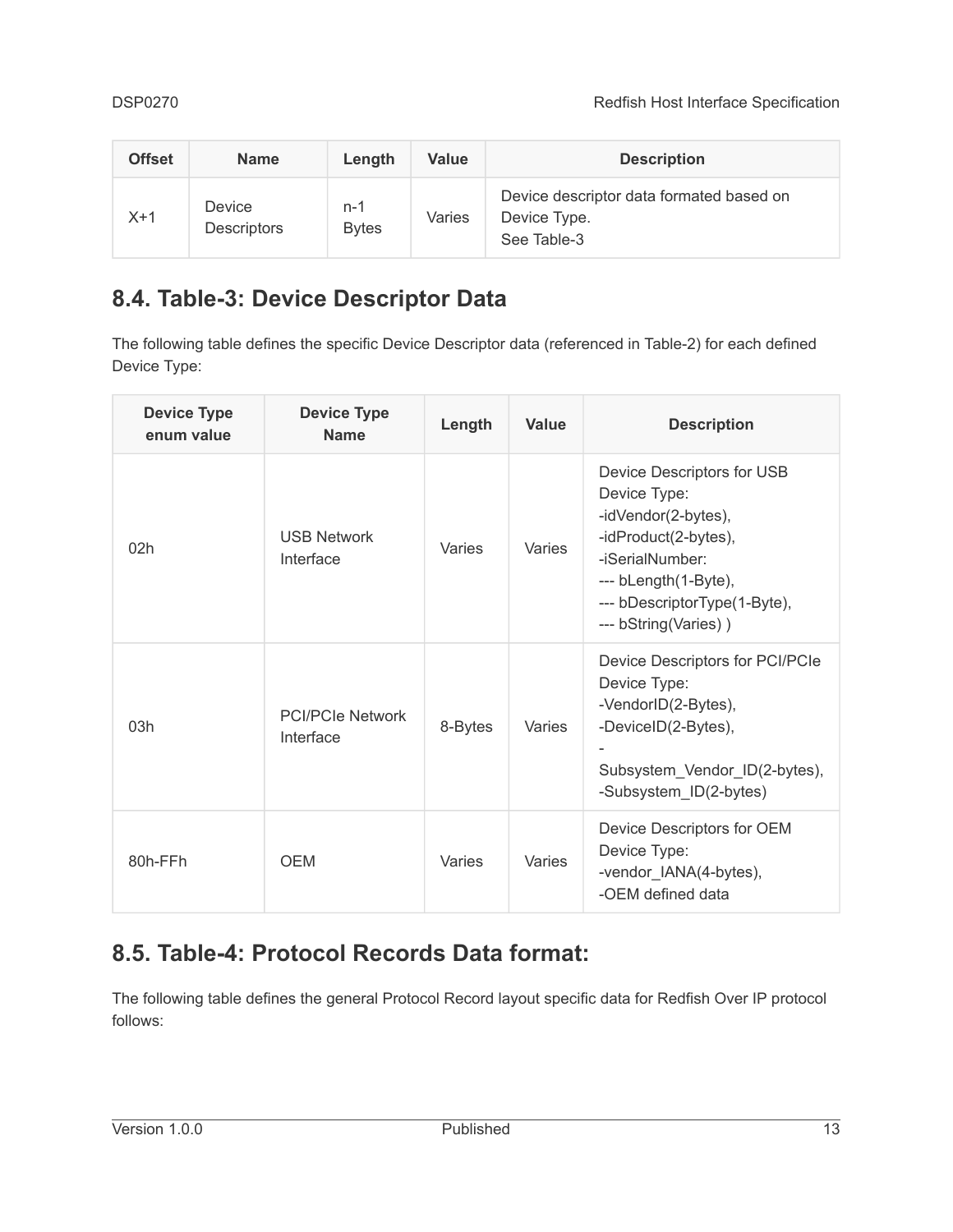| Offset | Name | Length | Value | Description |
|---|---|---|---|---|
| X+1 | Device Descriptors | n-1 Bytes | Varies | Device descriptor data formated based on Device Type.<br>See Table-3 |

## 8.4. Table-3: Device Descriptor Data

The following table defines the specific Device Descriptor data (referenced in Table-2) for each defined Device Type:

| Device Type enum value | Device Type Name | Length | Value | Description |
|---|---|---|---|---|
| 02h | USB Network Interface | Varies | Varies | Device Descriptors for USB Device Type:<br>-idVendor(2-bytes),<br>-idProduct(2-bytes),<br>-iSerialNumber:<br>--- bLength(1-Byte),<br>--- bDescriptorType(1-Byte),<br>--- bString(Varies) ) |
| 03h | PCI/PCIe Network Interface | 8-Bytes | Varies | Device Descriptors for PCI/PCIe Device Type:<br>-VendorID(2-Bytes),<br>-DeviceID(2-Bytes),<br>-<br>Subsystem_Vendor_ID(2-bytes),<br>-Subsystem_ID(2-bytes) |
| 80h-FFh | OEM | Varies | Varies | Device Descriptors for OEM Device Type:<br>-vendor_IANA(4-bytes),<br>-OEM defined data |

## 8.5. Table-4: Protocol Records Data format:

The following table defines the general Protocol Record layout specific data for Redfish Over IP protocol follows: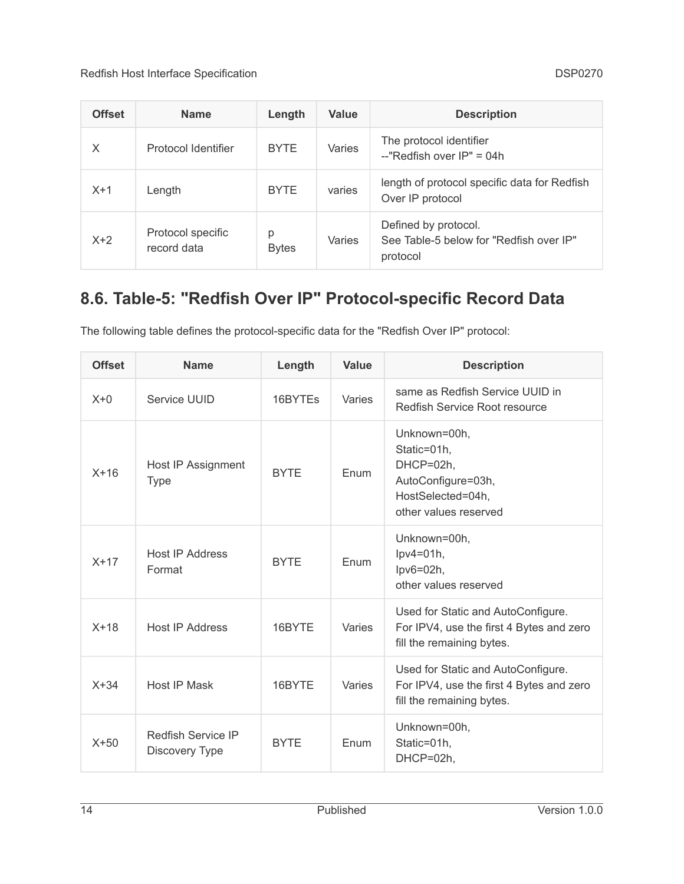| Offset | Name | Length | Value | Description |
| --- | --- | --- | --- | --- |
| X | Protocol Identifier | BYTE | Varies | The protocol identifier<br>--"Redfish over IP" = 04h |
| X+1 | Length | BYTE | varies | length of protocol specific data for Redfish Over IP protocol |
| X+2 | Protocol specific record data | p Bytes | Varies | Defined by protocol.<br>See Table-5 below for "Redfish over IP" protocol |

## 8.6. Table-5: "Redfish Over IP" Protocol-specific Record Data

The following table defines the protocol-specific data for the "Redfish Over IP" protocol:

| Offset | Name | Length | Value | Description |
| --- | --- | --- | --- | --- |
| X+0 | Service UUID | 16BYTEs | Varies | same as Redfish Service UUID in Redfish Service Root resource |
| X+16 | Host IP Assignment Type | BYTE | Enum | Unknown=00h,<br>Static=01h,<br>DHCP=02h,<br>AutoConfigure=03h,<br>HostSelected=04h,<br>other values reserved |
| X+17 | Host IP Address Format | BYTE | Enum | Unknown=00h,<br>Ipv4=01h,<br>Ipv6=02h,<br>other values reserved |
| X+18 | Host IP Address | 16BYTE | Varies | Used for Static and AutoConfigure.<br>For IPV4, use the first 4 Bytes and zero fill the remaining bytes. |
| X+34 | Host IP Mask | 16BYTE | Varies | Used for Static and AutoConfigure.<br>For IPV4, use the first 4 Bytes and zero fill the remaining bytes. |
| X+50 | Redfish Service IP Discovery Type | BYTE | Enum | Unknown=00h,<br>Static=01h,<br>DHCP=02h, |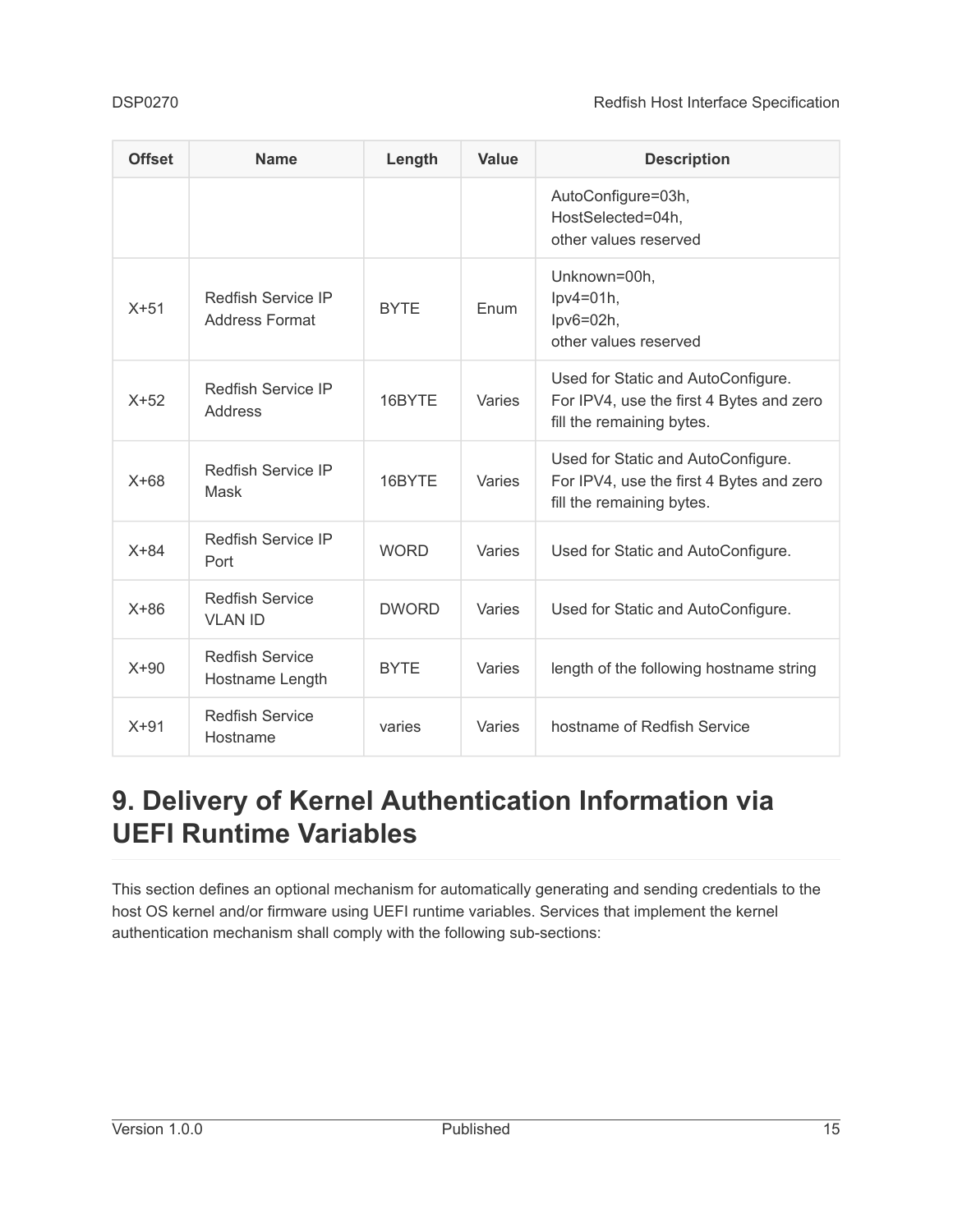| Offset | Name | Length | Value | Description |
|---|---|---|---|---|
| | | | | AutoConfigure=03h,<br>HostSelected=04h,<br>other values reserved |
| X+51 | Redfish Service IP Address Format | BYTE | Enum | Unknown=00h,<br>Ipv4=01h,<br>Ipv6=02h,<br>other values reserved |
| X+52 | Redfish Service IP Address | 16BYTE | Varies | Used for Static and AutoConfigure.<br>For IPV4, use the first 4 Bytes and zero fill the remaining bytes. |
| X+68 | Redfish Service IP Mask | 16BYTE | Varies | Used for Static and AutoConfigure.<br>For IPV4, use the first 4 Bytes and zero fill the remaining bytes. |
| X+84 | Redfish Service IP Port | WORD | Varies | Used for Static and AutoConfigure. |
| X+86 | Redfish Service VLAN ID | DWORD | Varies | Used for Static and AutoConfigure. |
| X+90 | Redfish Service Hostname Length | BYTE | Varies | length of the following hostname string |
| X+91 | Redfish Service Hostname | varies | Varies | hostname of Redfish Service |

# 9. Delivery of Kernel Authentication Information via UEFI Runtime Variables

This section defines an optional mechanism for automatically generating and sending credentials to the host OS kernel and/or firmware using UEFI runtime variables. Services that implement the kernel authentication mechanism shall comply with the following sub-sections: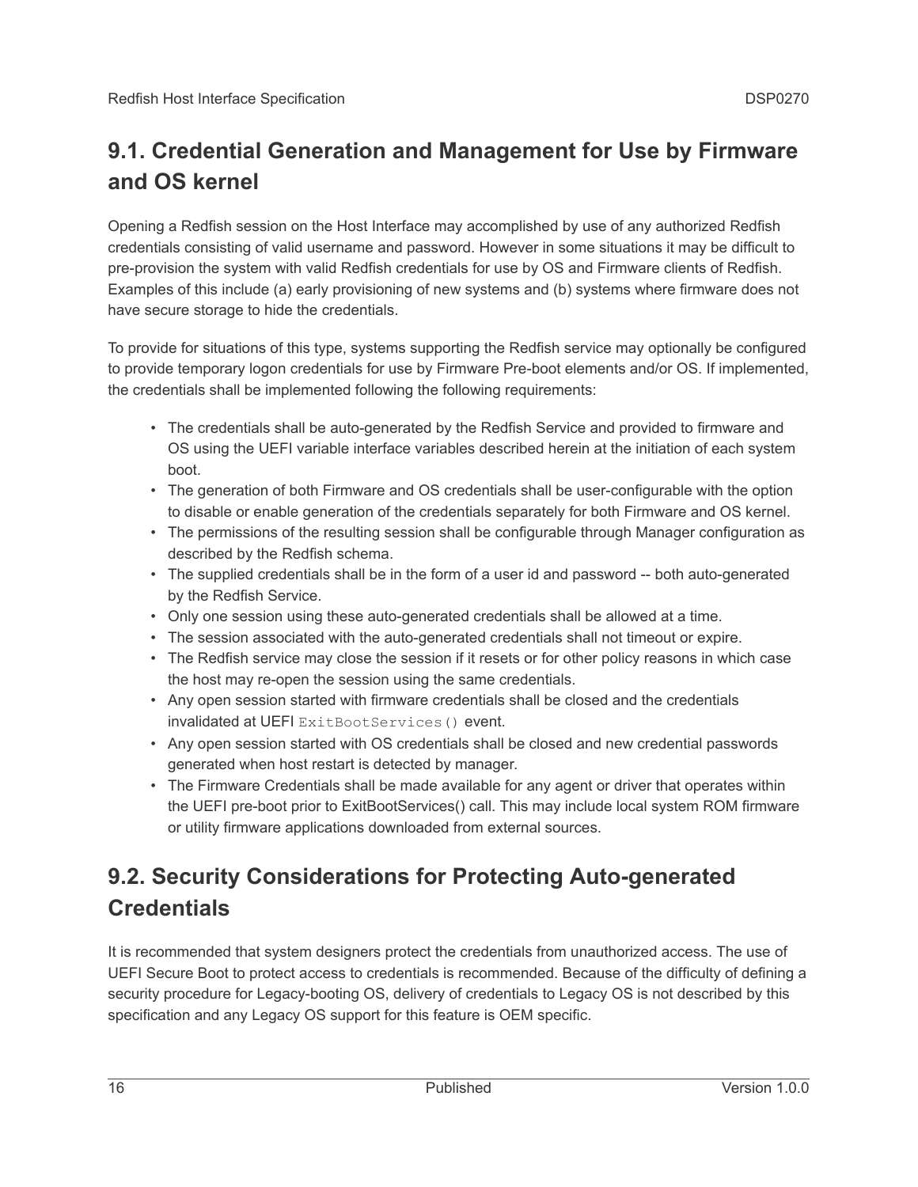## 9.1. Credential Generation and Management for Use by Firmware and OS kernel

Opening a Redfish session on the Host Interface may accomplished by use of any authorized Redfish credentials consisting of valid username and password. However in some situations it may be difficult to pre-provision the system with valid Redfish credentials for use by OS and Firmware clients of Redfish. Examples of this include (a) early provisioning of new systems and (b) systems where firmware does not have secure storage to hide the credentials.

To provide for situations of this type, systems supporting the Redfish service may optionally be configured to provide temporary logon credentials for use by Firmware Pre-boot elements and/or OS. If implemented, the credentials shall be implemented following the following requirements:

- The credentials shall be auto-generated by the Redfish Service and provided to firmware and OS using the UEFI variable interface variables described herein at the initiation of each system boot.
- The generation of both Firmware and OS credentials shall be user-configurable with the option to disable or enable generation of the credentials separately for both Firmware and OS kernel.
- The permissions of the resulting session shall be configurable through Manager configuration as described by the Redfish schema.
- The supplied credentials shall be in the form of a user id and password -- both auto-generated by the Redfish Service.
- Only one session using these auto-generated credentials shall be allowed at a time.
- The session associated with the auto-generated credentials shall not timeout or expire.
- The Redfish service may close the session if it resets or for other policy reasons in which case the host may re-open the session using the same credentials.
- Any open session started with firmware credentials shall be closed and the credentials invalidated at UEFI `ExitBootServices()` event.
- Any open session started with OS credentials shall be closed and new credential passwords generated when host restart is detected by manager.
- The Firmware Credentials shall be made available for any agent or driver that operates within the UEFI pre-boot prior to ExitBootServices() call. This may include local system ROM firmware or utility firmware applications downloaded from external sources.

## 9.2. Security Considerations for Protecting Auto-generated Credentials

It is recommended that system designers protect the credentials from unauthorized access. The use of UEFI Secure Boot to protect access to credentials is recommended. Because of the difficulty of defining a security procedure for Legacy-booting OS, delivery of credentials to Legacy OS is not described by this specification and any Legacy OS support for this feature is OEM specific.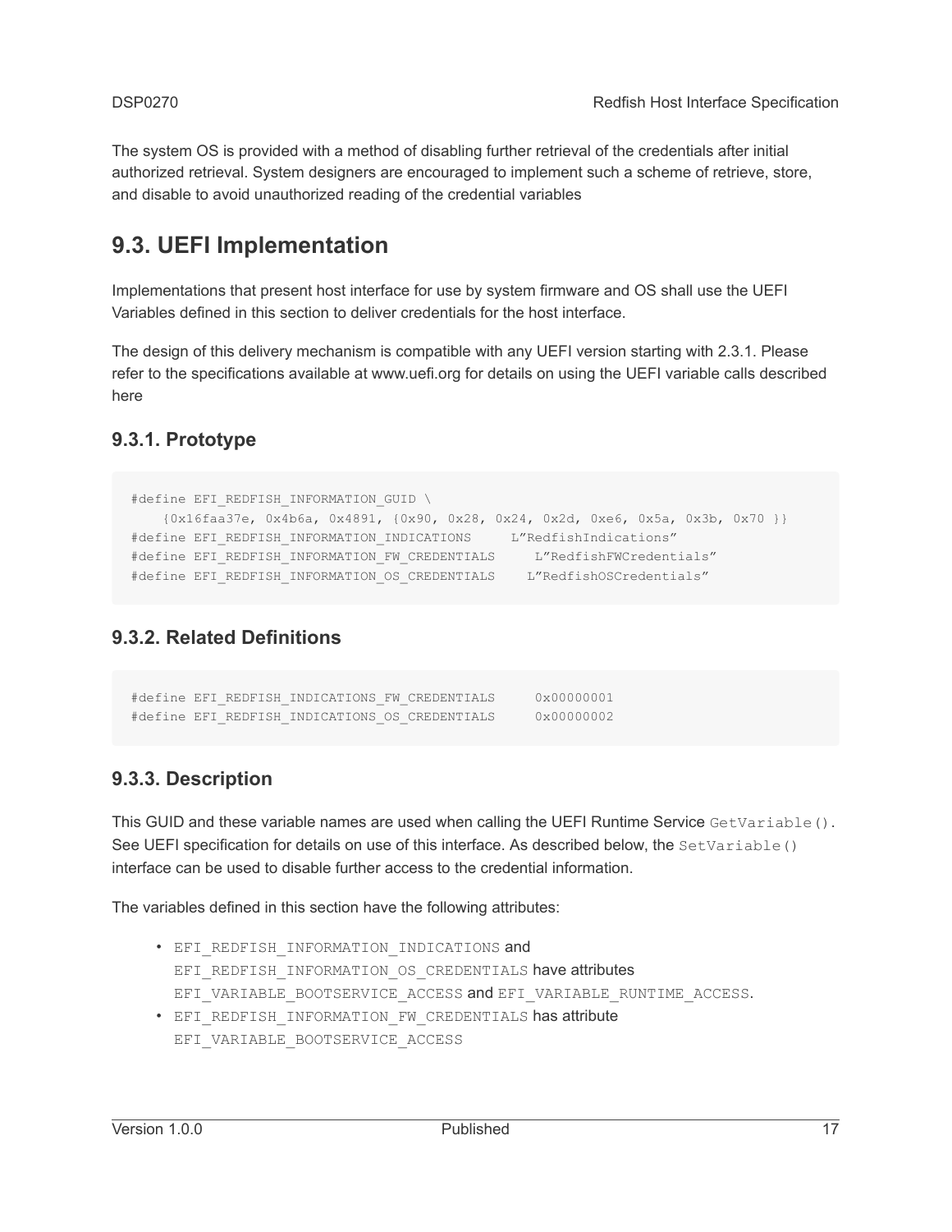The system OS is provided with a method of disabling further retrieval of the credentials after initial authorized retrieval. System designers are encouraged to implement such a scheme of retrieve, store, and disable to avoid unauthorized reading of the credential variables

## 9.3. UEFI Implementation

Implementations that present host interface for use by system firmware and OS shall use the UEFI Variables defined in this section to deliver credentials for the host interface.

The design of this delivery mechanism is compatible with any UEFI version starting with 2.3.1. Please refer to the specifications available at www.uefi.org for details on using the UEFI variable calls described here

### 9.3.1. Prototype

```
#define EFI_REDFISH_INFORMATION_GUID \
    {0x16faa37e, 0x4b6a, 0x4891, {0x90, 0x28, 0x24, 0x2d, 0xe6, 0x5a, 0x3b, 0x70 }}
#define EFI_REDFISH_INFORMATION_INDICATIONS     L"RedfishIndications"
#define EFI_REDFISH_INFORMATION_FW_CREDENTIALS     L"RedfishFWCredentials"
#define EFI_REDFISH_INFORMATION_OS_CREDENTIALS    L"RedfishOSCredentials"
```

### 9.3.2. Related Definitions

```
#define EFI_REDFISH_INDICATIONS_FW_CREDENTIALS     0x00000001
#define EFI_REDFISH_INDICATIONS_OS_CREDENTIALS     0x00000002
```

### 9.3.3. Description

This GUID and these variable names are used when calling the UEFI Runtime Service `GetVariable()`. See UEFI specification for details on use of this interface. As described below, the `SetVariable()` interface can be used to disable further access to the credential information.

The variables defined in this section have the following attributes:

- `EFI_REDFISH_INFORMATION_INDICATIONS` and `EFI_REDFISH_INFORMATION_OS_CREDENTIALS` have attributes `EFI_VARIABLE_BOOTSERVICE_ACCESS` and `EFI_VARIABLE_RUNTIME_ACCESS`.
- `EFI_REDFISH_INFORMATION_FW_CREDENTIALS` has attribute `EFI_VARIABLE_BOOTSERVICE_ACCESS`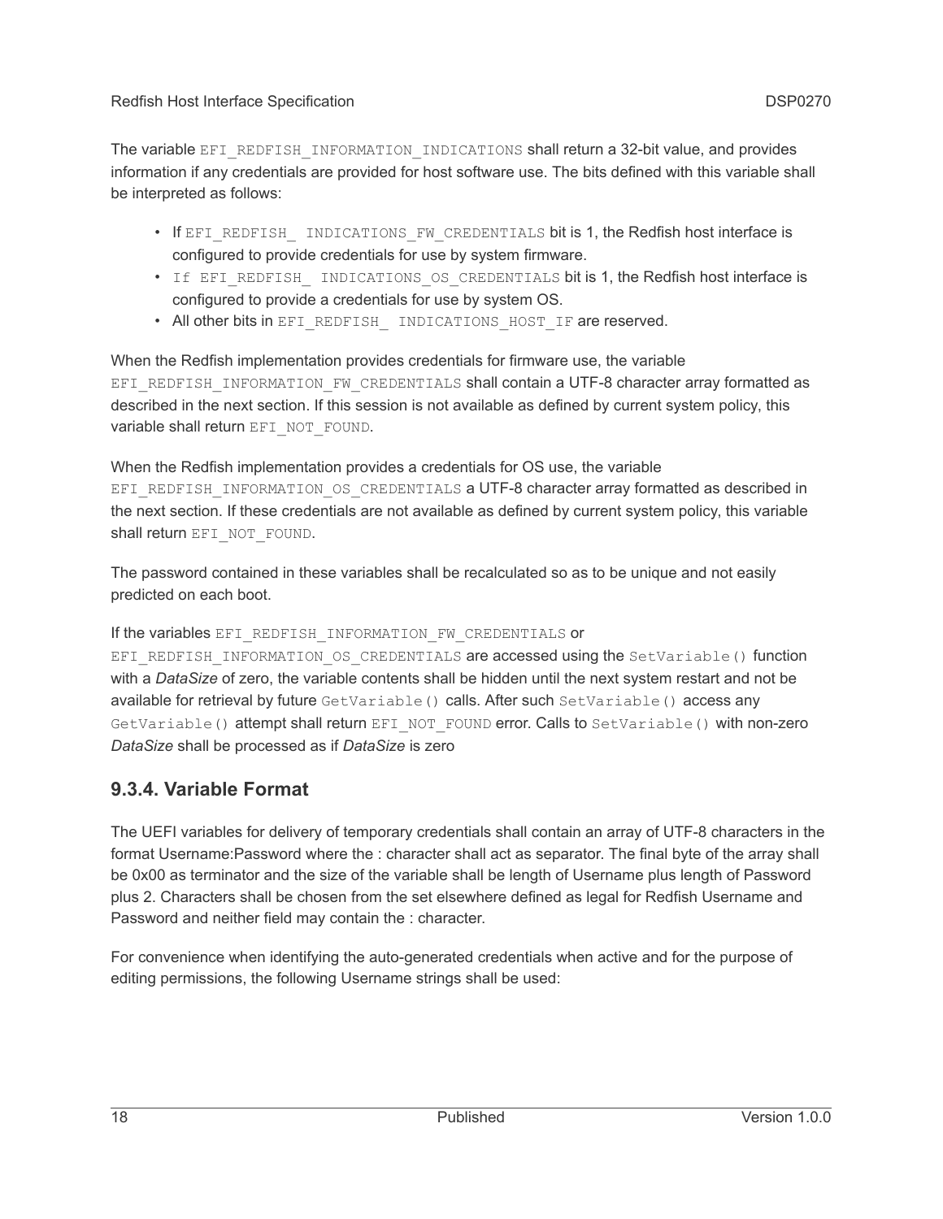The variable `EFI_REDFISH_INFORMATION_INDICATIONS` shall return a 32-bit value, and provides information if any credentials are provided for host software use. The bits defined with this variable shall be interpreted as follows:

- If `EFI_REDFISH_ INDICATIONS_FW_CREDENTIALS` bit is 1, the Redfish host interface is configured to provide credentials for use by system firmware.
- `If EFI_REDFISH_ INDICATIONS_OS_CREDENTIALS` bit is 1, the Redfish host interface is configured to provide a credentials for use by system OS.
- All other bits in `EFI_REDFISH_ INDICATIONS_HOST_IF` are reserved.

When the Redfish implementation provides credentials for firmware use, the variable `EFI_REDFISH_INFORMATION_FW_CREDENTIALS` shall contain a UTF-8 character array formatted as described in the next section. If this session is not available as defined by current system policy, this variable shall return `EFI_NOT_FOUND`.

When the Redfish implementation provides a credentials for OS use, the variable `EFI_REDFISH_INFORMATION_OS_CREDENTIALS` a UTF-8 character array formatted as described in the next section. If these credentials are not available as defined by current system policy, this variable shall return `EFI_NOT_FOUND`.

The password contained in these variables shall be recalculated so as to be unique and not easily predicted on each boot.

If the variables `EFI_REDFISH_INFORMATION_FW_CREDENTIALS` or `EFI_REDFISH_INFORMATION_OS_CREDENTIALS` are accessed using the `SetVariable()` function with a *DataSize* of zero, the variable contents shall be hidden until the next system restart and not be available for retrieval by future `GetVariable()` calls. After such `SetVariable()` access any `GetVariable()` attempt shall return `EFI_NOT_FOUND` error. Calls to `SetVariable()` with non-zero *DataSize* shall be processed as if *DataSize* is zero

### 9.3.4. Variable Format

The UEFI variables for delivery of temporary credentials shall contain an array of UTF-8 characters in the format Username:Password where the : character shall act as separator. The final byte of the array shall be 0x00 as terminator and the size of the variable shall be length of Username plus length of Password plus 2. Characters shall be chosen from the set elsewhere defined as legal for Redfish Username and Password and neither field may contain the : character.

For convenience when identifying the auto-generated credentials when active and for the purpose of editing permissions, the following Username strings shall be used: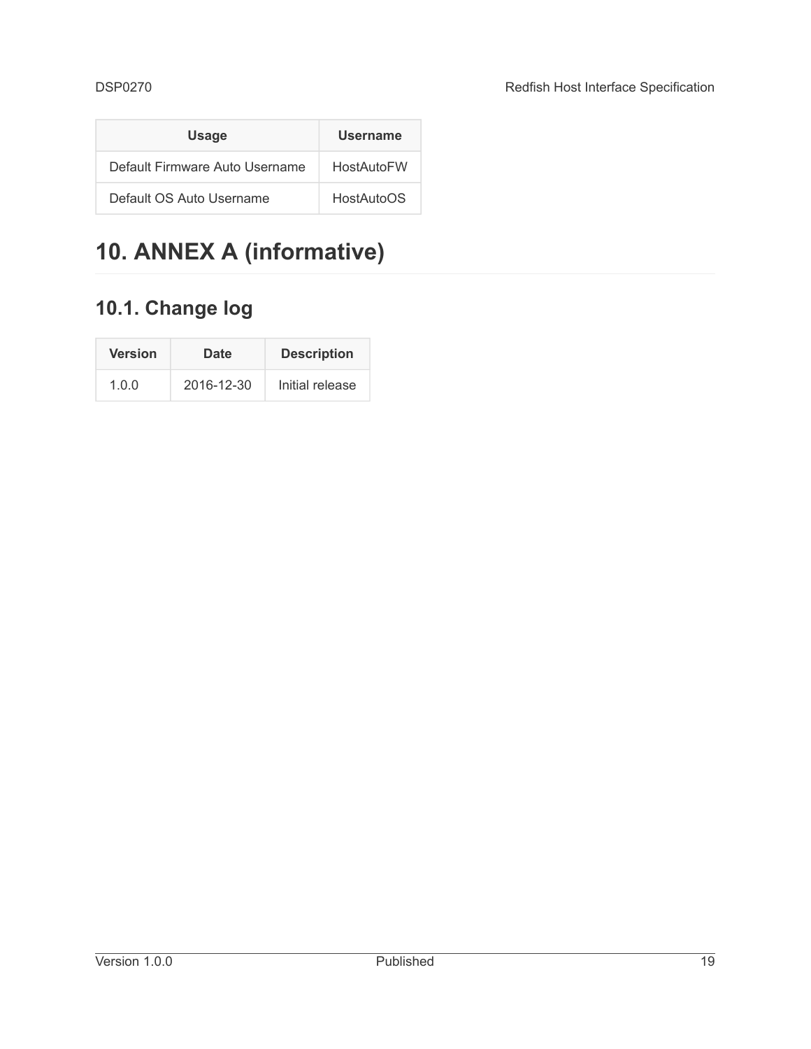| Usage | Username |
| --- | --- |
| Default Firmware Auto Username | HostAutoFW |
| Default OS Auto Username | HostAutoOS |

# 10. ANNEX A (informative)

## 10.1. Change log

| Version | Date | Description |
| --- | --- | --- |
| 1.0.0 | 2016-12-30 | Initial release |